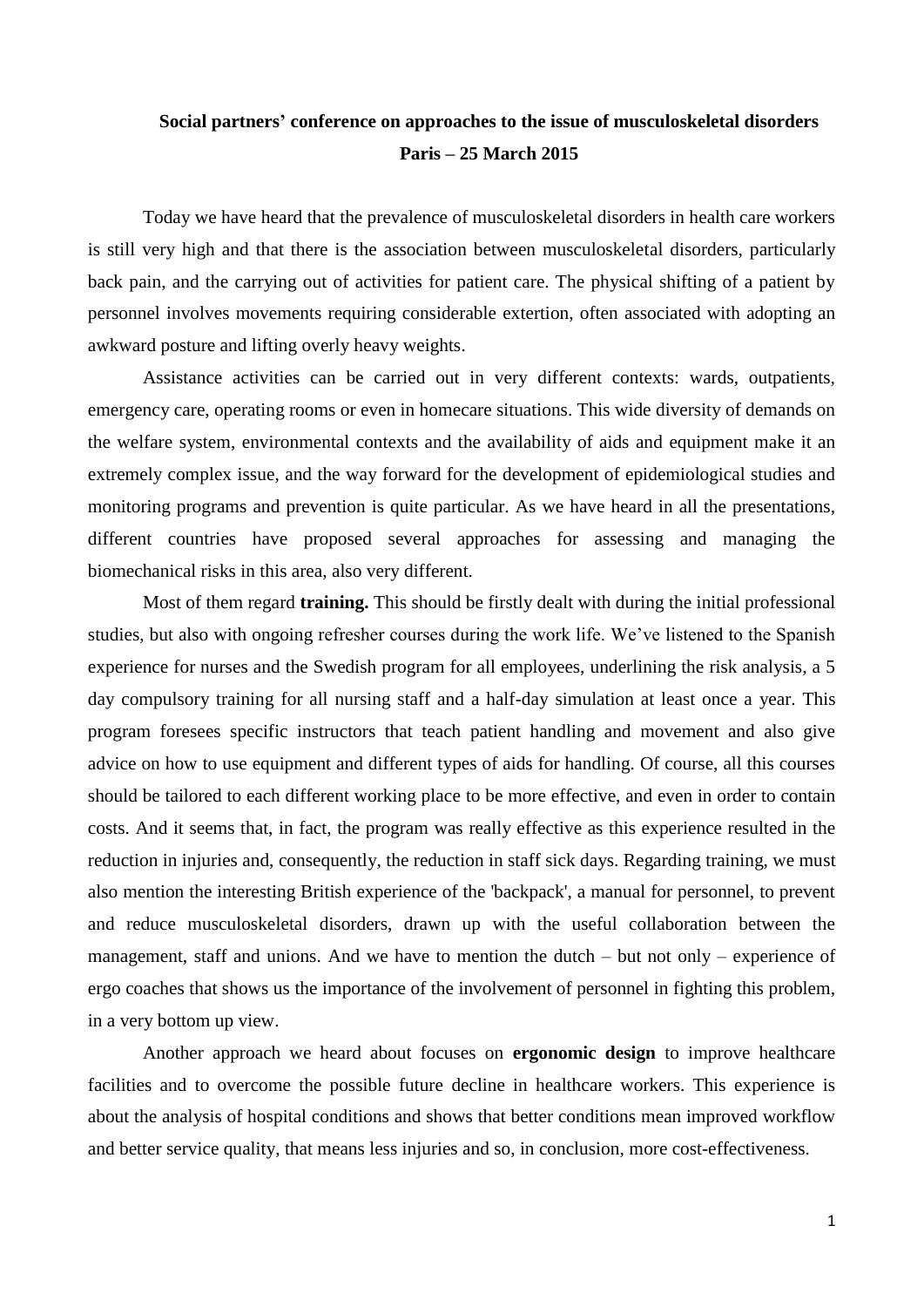**Social partners' conference on approaches to the issue of musculoskeletal disorders**

**Paris – 25 March 2015**

Today we have heard that the prevalence of musculoskeletal disorders in health care workers is still very high and that there is the association between musculoskeletal disorders, particularly back pain, and the carrying out of activities for patient care. The physical shifting of a patient by personnel involves movements requiring considerable extertion, often associated with adopting an awkward posture and lifting overly heavy weights.

Assistance activities can be carried out in very different contexts: wards, outpatients, emergency care, operating rooms or even in homecare situations. This wide diversity of demands on the welfare system, environmental contexts and the availability of aids and equipment make it an extremely complex issue, and the way forward for the development of epidemiological studies and monitoring programs and prevention is quite particular. As we have heard in all the presentations, different countries have proposed several approaches for assessing and managing the biomechanical risks in this area, also very different.

Most of them regard **training.** This should be firstly dealt with during the initial professional studies, but also with ongoing refresher courses during the work life. We've listened to the Spanish experience for nurses and the Swedish program for all employees, underlining the risk analysis, a 5 day compulsory training for all nursing staff and a half-day simulation at least once a year. This program foresees specific instructors that teach patient handling and movement and also give advice on how to use equipment and different types of aids for handling. Of course, all this courses should be tailored to each different working place to be more effective, and even in order to contain costs. And it seems that, in fact, the program was really effective as this experience resulted in the reduction in injuries and, consequently, the reduction in staff sick days. Regarding training, we must also mention the interesting British experience of the 'backpack', a manual for personnel, to prevent and reduce musculoskeletal disorders, drawn up with the useful collaboration between the management, staff and unions. And we have to mention the dutch – but not only – experience of ergo coaches that shows us the importance of the involvement of personnel in fighting this problem, in a very bottom up view.

Another approach we heard about focuses on **ergonomic design** to improve healthcare facilities and to overcome the possible future decline in healthcare workers. This experience is about the analysis of hospital conditions and shows that better conditions mean improved workflow and better service quality, that means less injuries and so, in conclusion, more cost-effectiveness.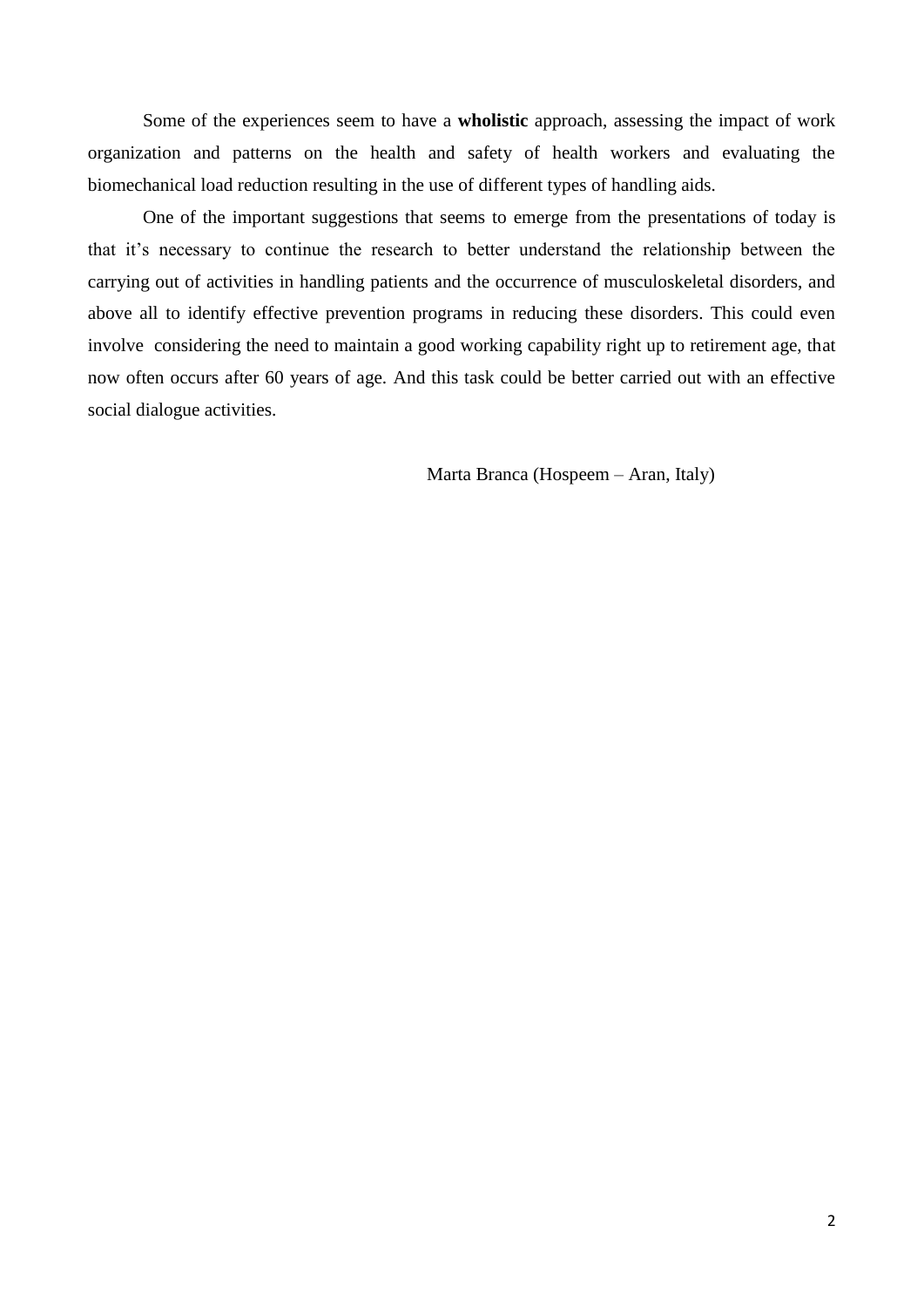Some of the experiences seem to have a **wholistic** approach, assessing the impact of work organization and patterns on the health and safety of health workers and evaluating the biomechanical load reduction resulting in the use of different types of handling aids.

One of the important suggestions that seems to emerge from the presentations of today is that it's necessary to continue the research to better understand the relationship between the carrying out of activities in handling patients and the occurrence of musculoskeletal disorders, and above all to identify effective prevention programs in reducing these disorders. This could even involve considering the need to maintain a good working capability right up to retirement age, that now often occurs after 60 years of age. And this task could be better carried out with an effective social dialogue activities.

Marta Branca (Hospeem – Aran, Italy)